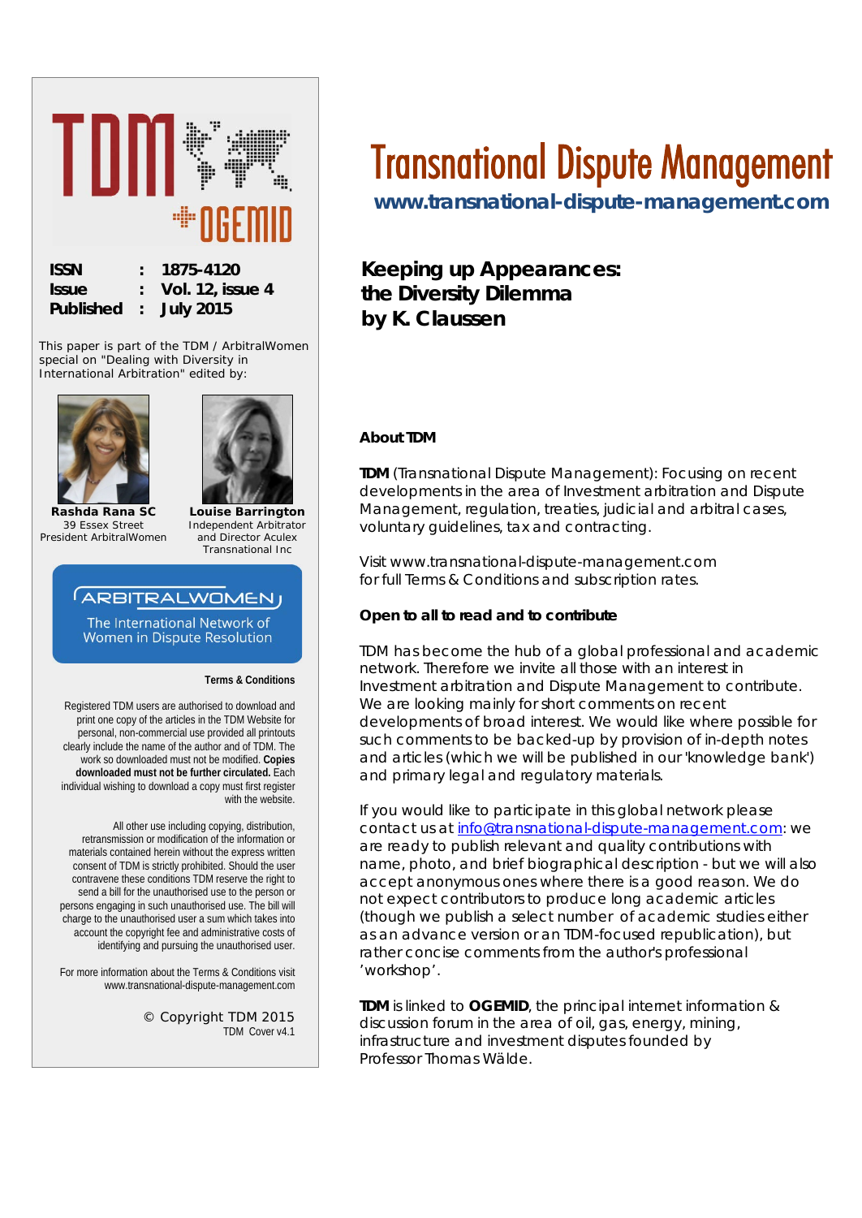# Transnational Dispute Management

**www.transnational-dispute-management.com**

## Keeping up Appearances: the Diversity Dilemma by K. Claussen

| | | |
|---|---|---|
| **ISSN** | **:** | **1875-4120** |
| **Issue** | **:** | **Vol. 12, issue 4** |
| **Published** | **:** | **July 2015** |

This paper is part of the TDM / ArbitralWomen special on "Dealing with Diversity in International Arbitration" edited by:

**Rashda Rana SC**
39 Essex Street
President ArbitralWomen

**Louise Barrington**
Independent Arbitrator
and Director Aculex
Transnational Inc

ARBITRALWOMEN
The International Network of Women in Dispute Resolution

### Terms & Conditions

Registered TDM users are authorised to download and print one copy of the articles in the TDM Website for personal, non-commercial use provided all printouts clearly include the name of the author and of TDM. The work so downloaded must not be modified. **Copies downloaded must not be further circulated.** Each individual wishing to download a copy must first register with the website.

All other use including copying, distribution, retransmission or modification of the information or materials contained herein without the express written consent of TDM is strictly prohibited. Should the user contravene these conditions TDM reserve the right to send a bill for the unauthorised use to the person or persons engaging in such unauthorised use. The bill will charge to the unauthorised user a sum which takes into account the copyright fee and administrative costs of identifying and pursuing the unauthorised user.

For more information about the Terms & Conditions visit www.transnational-dispute-management.com

© Copyright TDM 2015
TDM Cover v4.1

### About TDM

**TDM** (Transnational Dispute Management): Focusing on recent developments in the area of Investment arbitration and Dispute Management, regulation, treaties, judicial and arbitral cases, voluntary guidelines, tax and contracting.

Visit www.transnational-dispute-management.com for full Terms & Conditions and subscription rates.

### Open to all to read and to contribute

TDM has become the hub of a global professional and academic network. Therefore we invite all those with an interest in Investment arbitration and Dispute Management to contribute. We are looking mainly for short comments on recent developments of broad interest. We would like where possible for such comments to be backed-up by provision of in-depth notes and articles (which we will be published in our 'knowledge bank') and primary legal and regulatory materials.

If you would like to participate in this global network please contact us at info@transnational-dispute-management.com: we are ready to publish relevant and quality contributions with name, photo, and brief biographical description - but we will also accept anonymous ones where there is a good reason. We do not expect contributors to produce long academic articles (though we publish a select number of academic studies either as an advance version or an TDM-focused republication), but rather concise comments from the author's professional 'workshop'.

**TDM** is linked to **OGEMID**, the principal internet information & discussion forum in the area of oil, gas, energy, mining, infrastructure and investment disputes founded by Professor Thomas Wälde.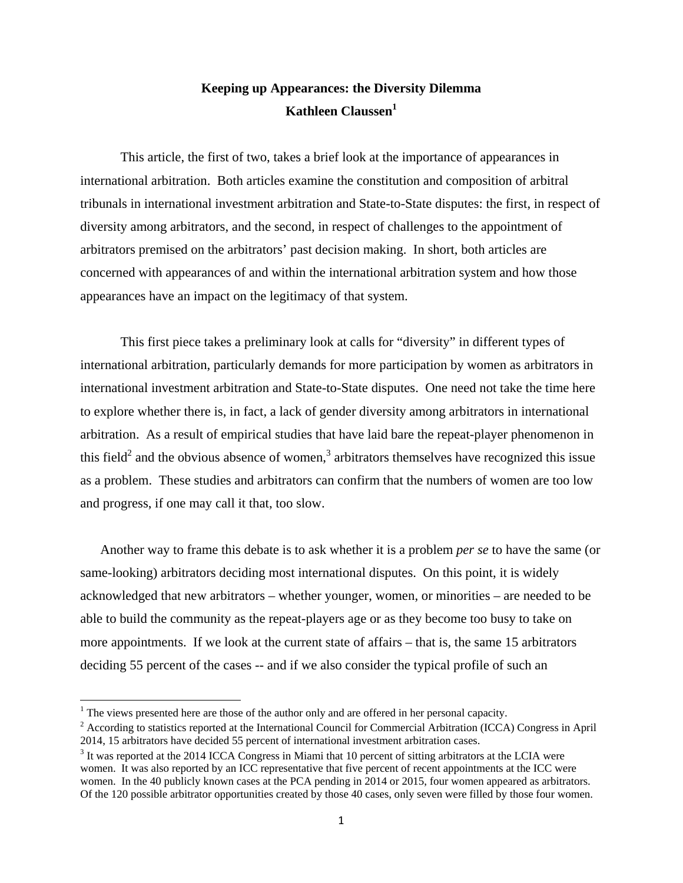**Keeping up Appearances: the Diversity Dilemma**

**Kathleen Claussen[1]**

This article, the first of two, takes a brief look at the importance of appearances in international arbitration. Both articles examine the constitution and composition of arbitral tribunals in international investment arbitration and State-to-State disputes: the first, in respect of diversity among arbitrators, and the second, in respect of challenges to the appointment of arbitrators premised on the arbitrators' past decision making. In short, both articles are concerned with appearances of and within the international arbitration system and how those appearances have an impact on the legitimacy of that system.

This first piece takes a preliminary look at calls for "diversity" in different types of international arbitration, particularly demands for more participation by women as arbitrators in international investment arbitration and State-to-State disputes. One need not take the time here to explore whether there is, in fact, a lack of gender diversity among arbitrators in international arbitration. As a result of empirical studies that have laid bare the repeat-player phenomenon in this field[2] and the obvious absence of women,[3] arbitrators themselves have recognized this issue as a problem. These studies and arbitrators can confirm that the numbers of women are too low and progress, if one may call it that, too slow.

Another way to frame this debate is to ask whether it is a problem *per se* to have the same (or same-looking) arbitrators deciding most international disputes. On this point, it is widely acknowledged that new arbitrators – whether younger, women, or minorities – are needed to be able to build the community as the repeat-players age or as they become too busy to take on more appointments. If we look at the current state of affairs – that is, the same 15 arbitrators deciding 55 percent of the cases -- and if we also consider the typical profile of such an

---

[1] The views presented here are those of the author only and are offered in her personal capacity.

[2] According to statistics reported at the International Council for Commercial Arbitration (ICCA) Congress in April 2014, 15 arbitrators have decided 55 percent of international investment arbitration cases.

[3] It was reported at the 2014 ICCA Congress in Miami that 10 percent of sitting arbitrators at the LCIA were women. It was also reported by an ICC representative that five percent of recent appointments at the ICC were women. In the 40 publicly known cases at the PCA pending in 2014 or 2015, four women appeared as arbitrators. Of the 120 possible arbitrator opportunities created by those 40 cases, only seven were filled by those four women.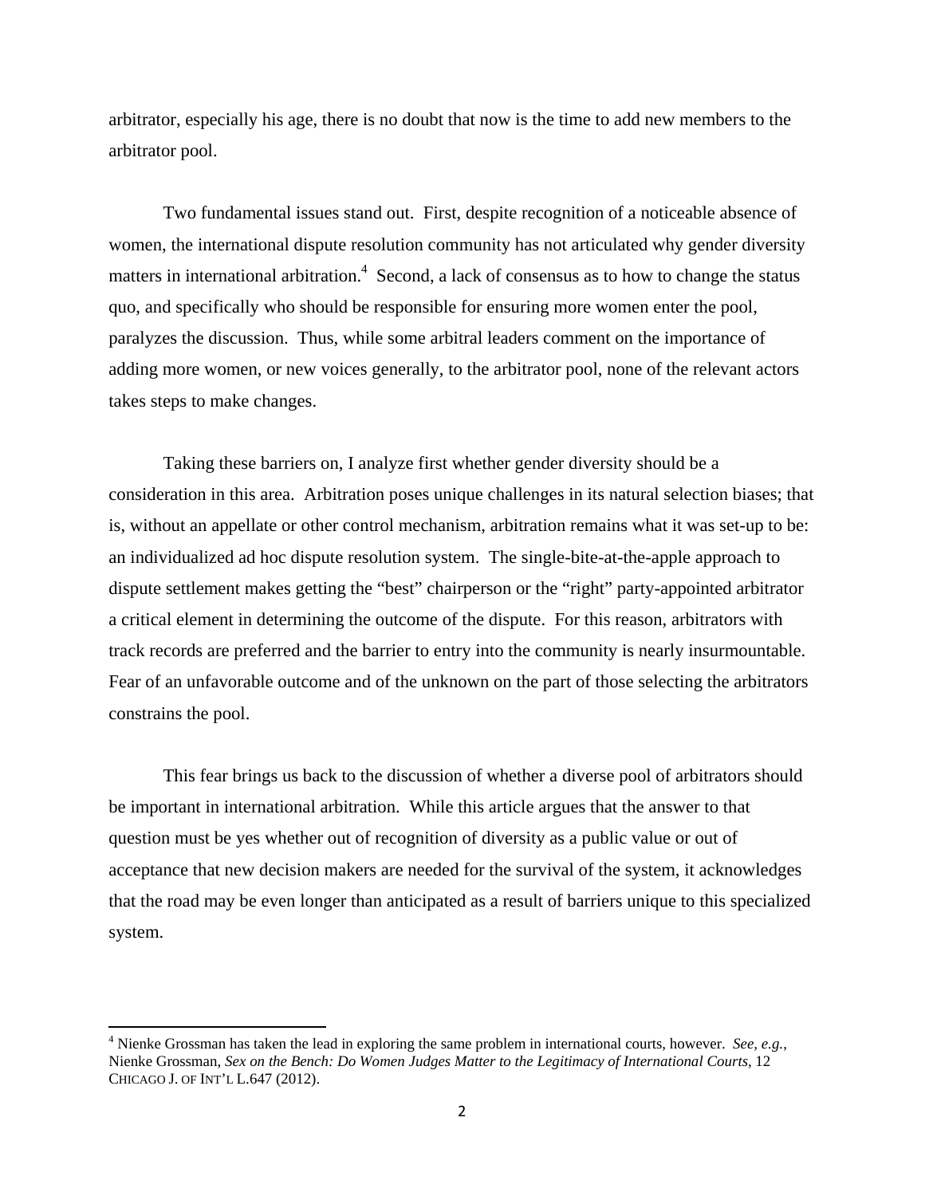arbitrator, especially his age, there is no doubt that now is the time to add new members to the arbitrator pool.

Two fundamental issues stand out. First, despite recognition of a noticeable absence of women, the international dispute resolution community has not articulated why gender diversity matters in international arbitration.[4] Second, a lack of consensus as to how to change the status quo, and specifically who should be responsible for ensuring more women enter the pool, paralyzes the discussion. Thus, while some arbitral leaders comment on the importance of adding more women, or new voices generally, to the arbitrator pool, none of the relevant actors takes steps to make changes.

Taking these barriers on, I analyze first whether gender diversity should be a consideration in this area. Arbitration poses unique challenges in its natural selection biases; that is, without an appellate or other control mechanism, arbitration remains what it was set-up to be: an individualized ad hoc dispute resolution system. The single-bite-at-the-apple approach to dispute settlement makes getting the "best" chairperson or the "right" party-appointed arbitrator a critical element in determining the outcome of the dispute. For this reason, arbitrators with track records are preferred and the barrier to entry into the community is nearly insurmountable. Fear of an unfavorable outcome and of the unknown on the part of those selecting the arbitrators constrains the pool.

This fear brings us back to the discussion of whether a diverse pool of arbitrators should be important in international arbitration. While this article argues that the answer to that question must be yes whether out of recognition of diversity as a public value or out of acceptance that new decision makers are needed for the survival of the system, it acknowledges that the road may be even longer than anticipated as a result of barriers unique to this specialized system.

---

[4] Nienke Grossman has taken the lead in exploring the same problem in international courts, however. *See, e.g.*, Nienke Grossman, *Sex on the Bench: Do Women Judges Matter to the Legitimacy of International Courts*, 12 CHICAGO J. OF INT'L L.647 (2012).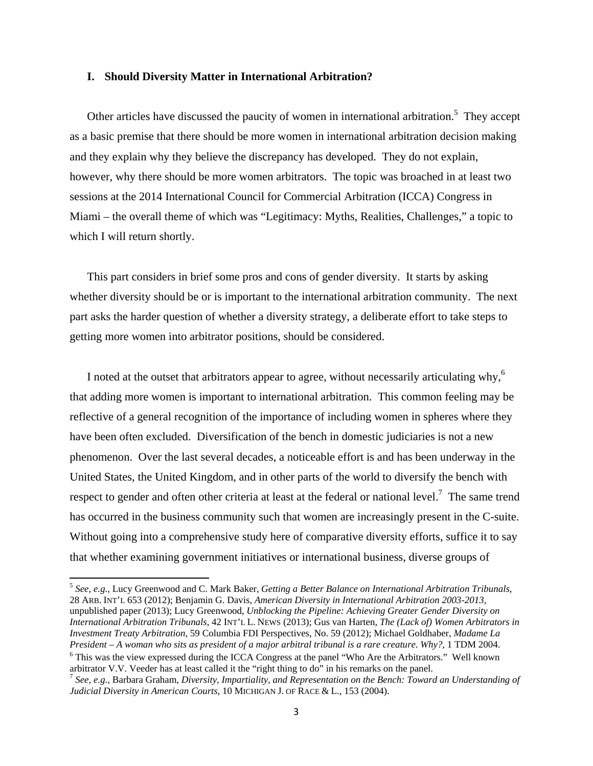## I. Should Diversity Matter in International Arbitration?

Other articles have discussed the paucity of women in international arbitration.[5] They accept as a basic premise that there should be more women in international arbitration decision making and they explain why they believe the discrepancy has developed. They do not explain, however, why there should be more women arbitrators. The topic was broached in at least two sessions at the 2014 International Council for Commercial Arbitration (ICCA) Congress in Miami – the overall theme of which was "Legitimacy: Myths, Realities, Challenges," a topic to which I will return shortly.

This part considers in brief some pros and cons of gender diversity. It starts by asking whether diversity should be or is important to the international arbitration community. The next part asks the harder question of whether a diversity strategy, a deliberate effort to take steps to getting more women into arbitrator positions, should be considered.

I noted at the outset that arbitrators appear to agree, without necessarily articulating why,[6] that adding more women is important to international arbitration. This common feeling may be reflective of a general recognition of the importance of including women in spheres where they have been often excluded. Diversification of the bench in domestic judiciaries is not a new phenomenon. Over the last several decades, a noticeable effort is and has been underway in the United States, the United Kingdom, and in other parts of the world to diversify the bench with respect to gender and often other criteria at least at the federal or national level.[7] The same trend has occurred in the business community such that women are increasingly present in the C-suite. Without going into a comprehensive study here of comparative diversity efforts, suffice it to say that whether examining government initiatives or international business, diverse groups of

---

[5] *See, e.g.*, Lucy Greenwood and C. Mark Baker, *Getting a Better Balance on International Arbitration Tribunals*, 28 ARB. INT'L 653 (2012); Benjamin G. Davis, *American Diversity in International Arbitration 2003-2013*, unpublished paper (2013); Lucy Greenwood, *Unblocking the Pipeline: Achieving Greater Gender Diversity on International Arbitration Tribunals*, 42 INT'L L. NEWS (2013); Gus van Harten, *The (Lack of) Women Arbitrators in Investment Treaty Arbitration*, 59 Columbia FDI Perspectives, No. 59 (2012); Michael Goldhaber, *Madame La President – A woman who sits as president of a major arbitral tribunal is a rare creature. Why?*, 1 TDM 2004.

[6] This was the view expressed during the ICCA Congress at the panel "Who Are the Arbitrators." Well known arbitrator V.V. Veeder has at least called it the "right thing to do" in his remarks on the panel.

[7] *See, e.g.*, Barbara Graham, *Diversity, Impartiality, and Representation on the Bench: Toward an Understanding of Judicial Diversity in American Courts*, 10 MICHIGAN J. OF RACE & L., 153 (2004).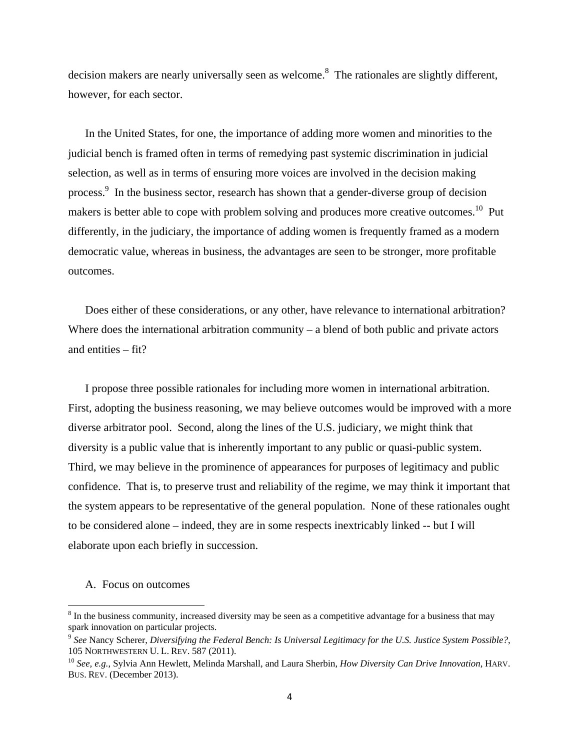decision makers are nearly universally seen as welcome.[8] The rationales are slightly different, however, for each sector.

In the United States, for one, the importance of adding more women and minorities to the judicial bench is framed often in terms of remedying past systemic discrimination in judicial selection, as well as in terms of ensuring more voices are involved in the decision making process.[9] In the business sector, research has shown that a gender-diverse group of decision makers is better able to cope with problem solving and produces more creative outcomes.[10] Put differently, in the judiciary, the importance of adding women is frequently framed as a modern democratic value, whereas in business, the advantages are seen to be stronger, more profitable outcomes.

Does either of these considerations, or any other, have relevance to international arbitration? Where does the international arbitration community – a blend of both public and private actors and entities – fit?

I propose three possible rationales for including more women in international arbitration. First, adopting the business reasoning, we may believe outcomes would be improved with a more diverse arbitrator pool. Second, along the lines of the U.S. judiciary, we might think that diversity is a public value that is inherently important to any public or quasi-public system. Third, we may believe in the prominence of appearances for purposes of legitimacy and public confidence. That is, to preserve trust and reliability of the regime, we may think it important that the system appears to be representative of the general population. None of these rationales ought to be considered alone – indeed, they are in some respects inextricably linked -- but I will elaborate upon each briefly in succession.

### A. Focus on outcomes

---

[8] In the business community, increased diversity may be seen as a competitive advantage for a business that may spark innovation on particular projects.

[9] *See* Nancy Scherer, *Diversifying the Federal Bench: Is Universal Legitimacy for the U.S. Justice System Possible?*, 105 NORTHWESTERN U. L. REV. 587 (2011).

[10] *See, e.g.*, Sylvia Ann Hewlett, Melinda Marshall, and Laura Sherbin, *How Diversity Can Drive Innovation*, HARV. BUS. REV. (December 2013).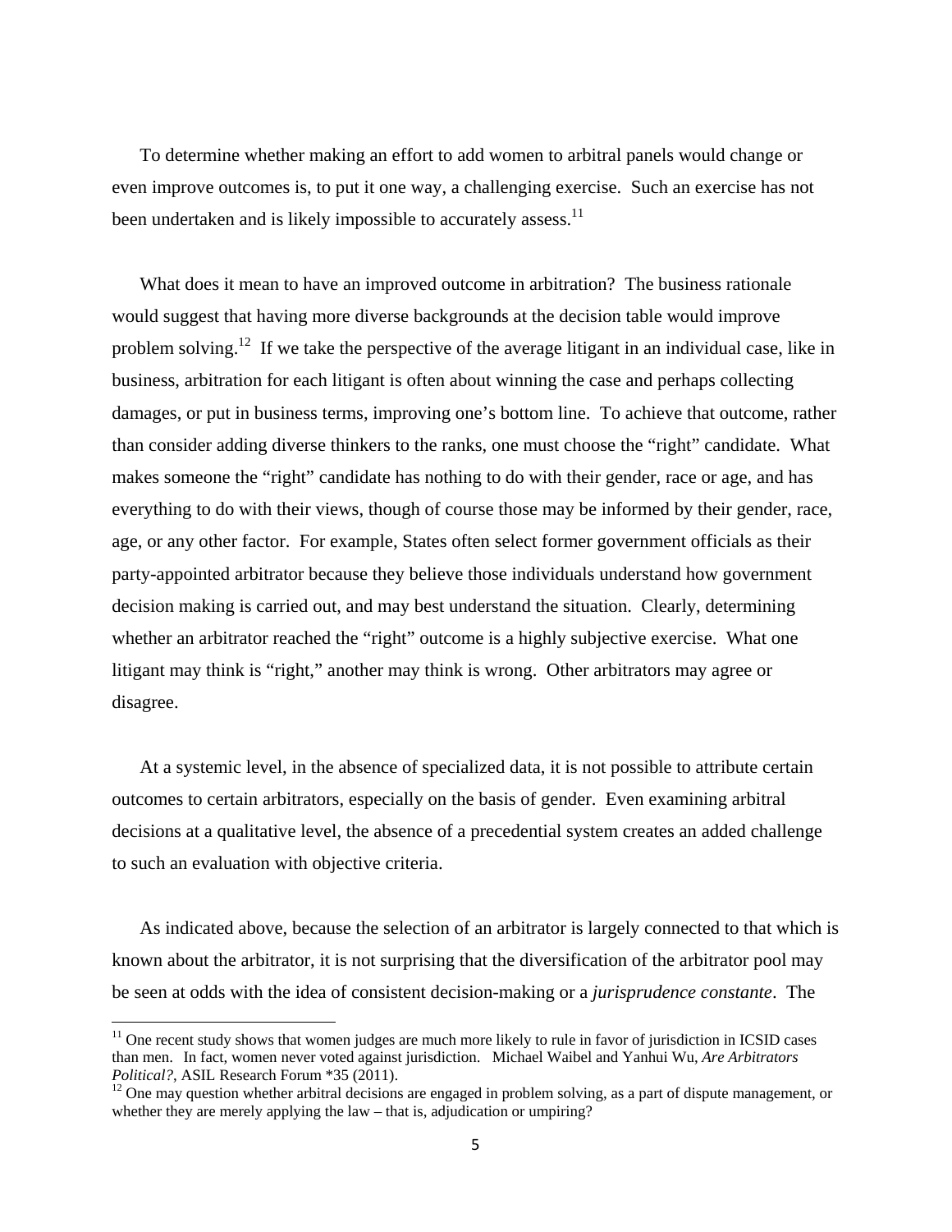To determine whether making an effort to add women to arbitral panels would change or even improve outcomes is, to put it one way, a challenging exercise. Such an exercise has not been undertaken and is likely impossible to accurately assess.[11]

What does it mean to have an improved outcome in arbitration? The business rationale would suggest that having more diverse backgrounds at the decision table would improve problem solving.[12] If we take the perspective of the average litigant in an individual case, like in business, arbitration for each litigant is often about winning the case and perhaps collecting damages, or put in business terms, improving one's bottom line. To achieve that outcome, rather than consider adding diverse thinkers to the ranks, one must choose the "right" candidate. What makes someone the "right" candidate has nothing to do with their gender, race or age, and has everything to do with their views, though of course those may be informed by their gender, race, age, or any other factor. For example, States often select former government officials as their party-appointed arbitrator because they believe those individuals understand how government decision making is carried out, and may best understand the situation. Clearly, determining whether an arbitrator reached the "right" outcome is a highly subjective exercise. What one litigant may think is "right," another may think is wrong. Other arbitrators may agree or disagree.

At a systemic level, in the absence of specialized data, it is not possible to attribute certain outcomes to certain arbitrators, especially on the basis of gender. Even examining arbitral decisions at a qualitative level, the absence of a precedential system creates an added challenge to such an evaluation with objective criteria.

As indicated above, because the selection of an arbitrator is largely connected to that which is known about the arbitrator, it is not surprising that the diversification of the arbitrator pool may be seen at odds with the idea of consistent decision-making or a *jurisprudence constante*. The

---

[11] One recent study shows that women judges are much more likely to rule in favor of jurisdiction in ICSID cases than men. In fact, women never voted against jurisdiction. Michael Waibel and Yanhui Wu, *Are Arbitrators Political?*, ASIL Research Forum *35 (2011).

[12] One may question whether arbitral decisions are engaged in problem solving, as a part of dispute management, or whether they are merely applying the law – that is, adjudication or umpiring?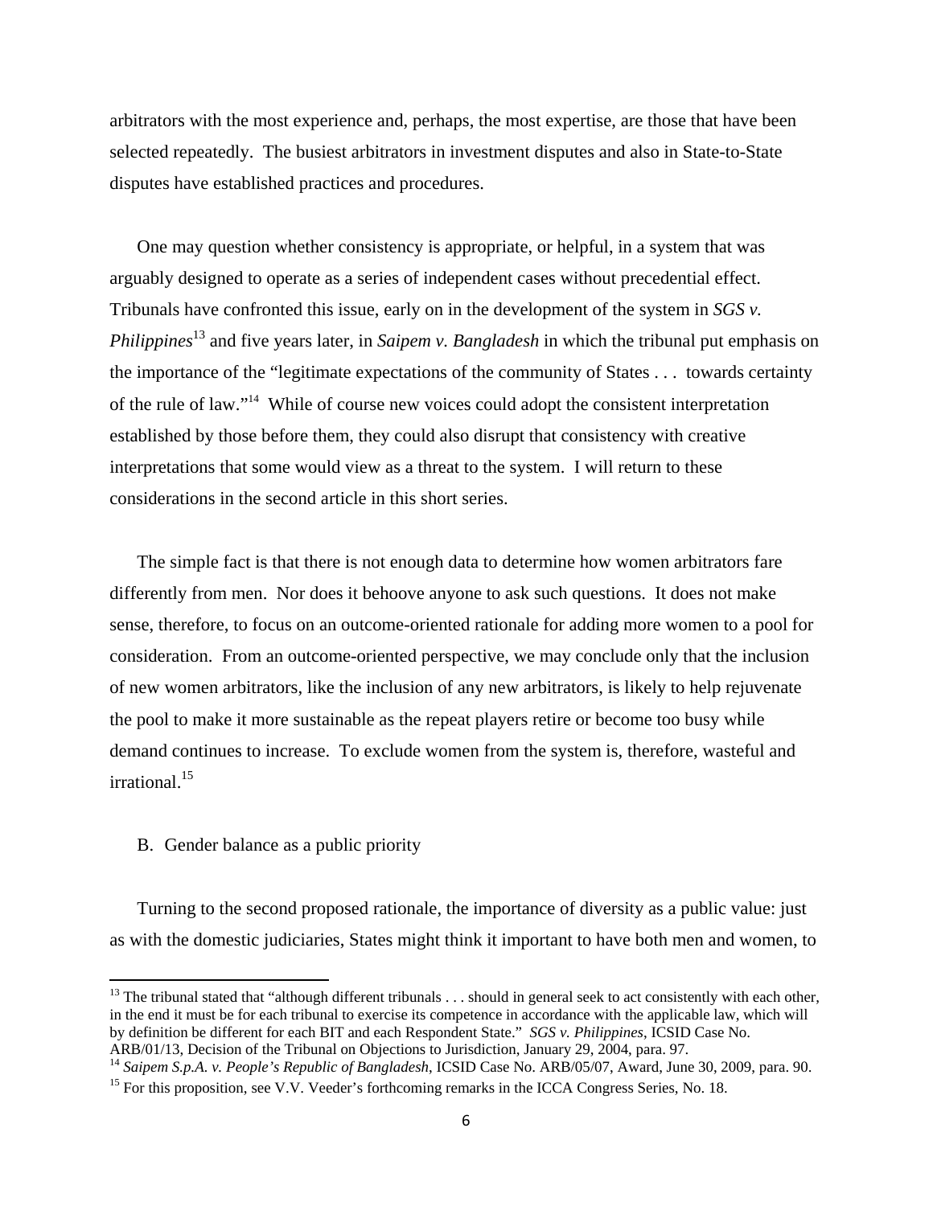arbitrators with the most experience and, perhaps, the most expertise, are those that have been selected repeatedly. The busiest arbitrators in investment disputes and also in State-to-State disputes have established practices and procedures.

One may question whether consistency is appropriate, or helpful, in a system that was arguably designed to operate as a series of independent cases without precedential effect. Tribunals have confronted this issue, early on in the development of the system in *SGS v. Philippines*[13] and five years later, in *Saipem v. Bangladesh* in which the tribunal put emphasis on the importance of the "legitimate expectations of the community of States . . . towards certainty of the rule of law."[14] While of course new voices could adopt the consistent interpretation established by those before them, they could also disrupt that consistency with creative interpretations that some would view as a threat to the system. I will return to these considerations in the second article in this short series.

The simple fact is that there is not enough data to determine how women arbitrators fare differently from men. Nor does it behoove anyone to ask such questions. It does not make sense, therefore, to focus on an outcome-oriented rationale for adding more women to a pool for consideration. From an outcome-oriented perspective, we may conclude only that the inclusion of new women arbitrators, like the inclusion of any new arbitrators, is likely to help rejuvenate the pool to make it more sustainable as the repeat players retire or become too busy while demand continues to increase. To exclude women from the system is, therefore, wasteful and irrational.[15]

B. Gender balance as a public priority

Turning to the second proposed rationale, the importance of diversity as a public value: just as with the domestic judiciaries, States might think it important to have both men and women, to

---

[13] The tribunal stated that "although different tribunals . . . should in general seek to act consistently with each other, in the end it must be for each tribunal to exercise its competence in accordance with the applicable law, which will by definition be different for each BIT and each Respondent State." *SGS v. Philippines*, ICSID Case No. ARB/01/13, Decision of the Tribunal on Objections to Jurisdiction, January 29, 2004, para. 97.

[14] *Saipem S.p.A. v. People's Republic of Bangladesh*, ICSID Case No. ARB/05/07, Award, June 30, 2009, para. 90.

[15] For this proposition, see V.V. Veeder's forthcoming remarks in the ICCA Congress Series, No. 18.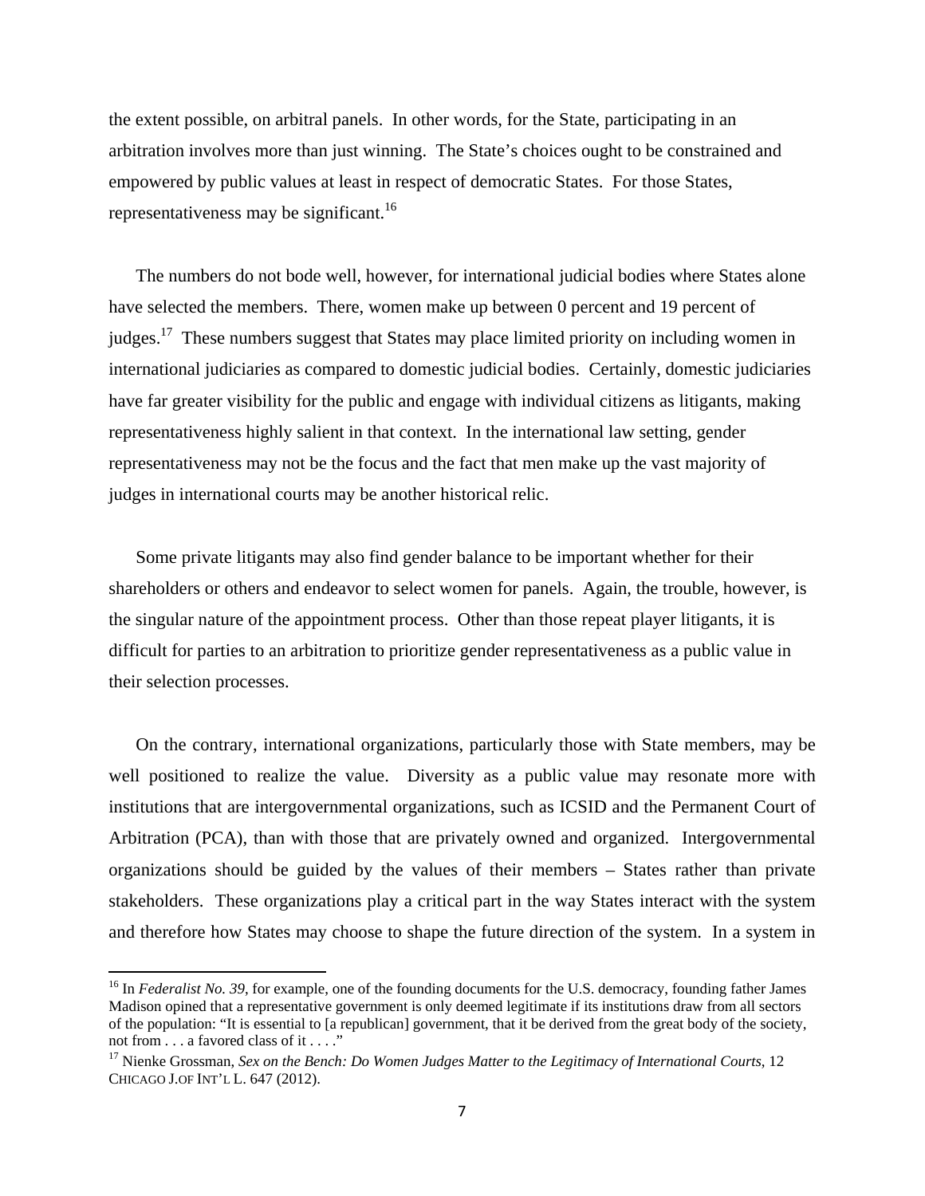the extent possible, on arbitral panels. In other words, for the State, participating in an arbitration involves more than just winning. The State's choices ought to be constrained and empowered by public values at least in respect of democratic States. For those States, representativeness may be significant.[16]

The numbers do not bode well, however, for international judicial bodies where States alone have selected the members. There, women make up between 0 percent and 19 percent of judges.[17] These numbers suggest that States may place limited priority on including women in international judiciaries as compared to domestic judicial bodies. Certainly, domestic judiciaries have far greater visibility for the public and engage with individual citizens as litigants, making representativeness highly salient in that context. In the international law setting, gender representativeness may not be the focus and the fact that men make up the vast majority of judges in international courts may be another historical relic.

Some private litigants may also find gender balance to be important whether for their shareholders or others and endeavor to select women for panels. Again, the trouble, however, is the singular nature of the appointment process. Other than those repeat player litigants, it is difficult for parties to an arbitration to prioritize gender representativeness as a public value in their selection processes.

On the contrary, international organizations, particularly those with State members, may be well positioned to realize the value. Diversity as a public value may resonate more with institutions that are intergovernmental organizations, such as ICSID and the Permanent Court of Arbitration (PCA), than with those that are privately owned and organized. Intergovernmental organizations should be guided by the values of their members – States rather than private stakeholders. These organizations play a critical part in the way States interact with the system and therefore how States may choose to shape the future direction of the system. In a system in

---

[16] In *Federalist No. 39*, for example, one of the founding documents for the U.S. democracy, founding father James Madison opined that a representative government is only deemed legitimate if its institutions draw from all sectors of the population: "It is essential to [a republican] government, that it be derived from the great body of the society, not from . . . a favored class of it . . . ."

[17] Nienke Grossman, *Sex on the Bench: Do Women Judges Matter to the Legitimacy of International Courts*, 12 CHICAGO J.OF INT'L L. 647 (2012).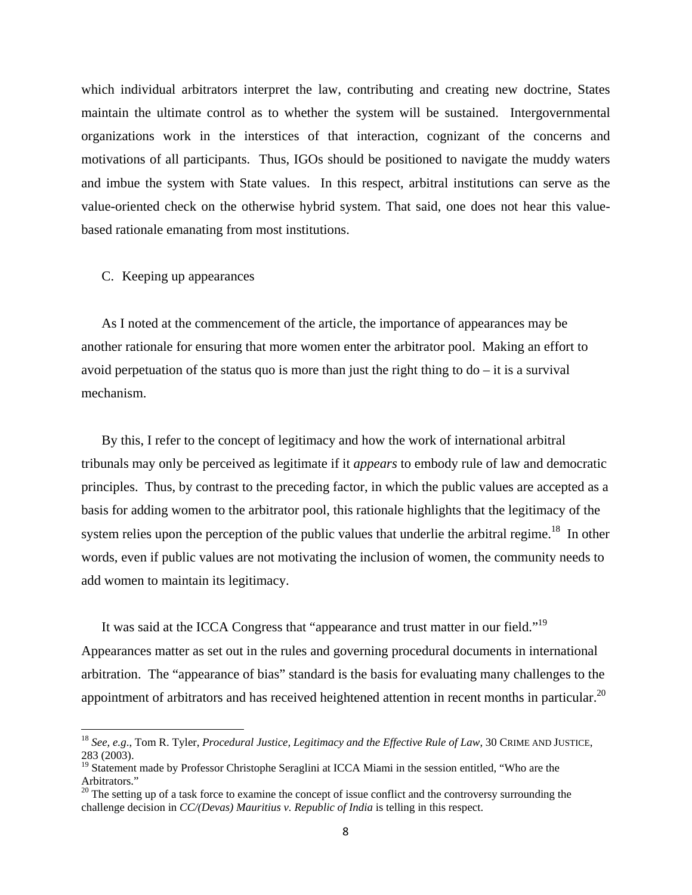which individual arbitrators interpret the law, contributing and creating new doctrine, States maintain the ultimate control as to whether the system will be sustained. Intergovernmental organizations work in the interstices of that interaction, cognizant of the concerns and motivations of all participants. Thus, IGOs should be positioned to navigate the muddy waters and imbue the system with State values. In this respect, arbitral institutions can serve as the value-oriented check on the otherwise hybrid system. That said, one does not hear this value-based rationale emanating from most institutions.

### C. Keeping up appearances

As I noted at the commencement of the article, the importance of appearances may be another rationale for ensuring that more women enter the arbitrator pool. Making an effort to avoid perpetuation of the status quo is more than just the right thing to do – it is a survival mechanism.

By this, I refer to the concept of legitimacy and how the work of international arbitral tribunals may only be perceived as legitimate if it *appears* to embody rule of law and democratic principles. Thus, by contrast to the preceding factor, in which the public values are accepted as a basis for adding women to the arbitrator pool, this rationale highlights that the legitimacy of the system relies upon the perception of the public values that underlie the arbitral regime.[18] In other words, even if public values are not motivating the inclusion of women, the community needs to add women to maintain its legitimacy.

It was said at the ICCA Congress that "appearance and trust matter in our field."[19] Appearances matter as set out in the rules and governing procedural documents in international arbitration. The "appearance of bias" standard is the basis for evaluating many challenges to the appointment of arbitrators and has received heightened attention in recent months in particular.[20]

---

[18] *See, e.g.*, Tom R. Tyler, *Procedural Justice, Legitimacy and the Effective Rule of Law*, 30 CRIME AND JUSTICE, 283 (2003).

[19] Statement made by Professor Christophe Seraglini at ICCA Miami in the session entitled, "Who are the Arbitrators."

[20] The setting up of a task force to examine the concept of issue conflict and the controversy surrounding the challenge decision in *CC/(Devas) Mauritius v. Republic of India* is telling in this respect.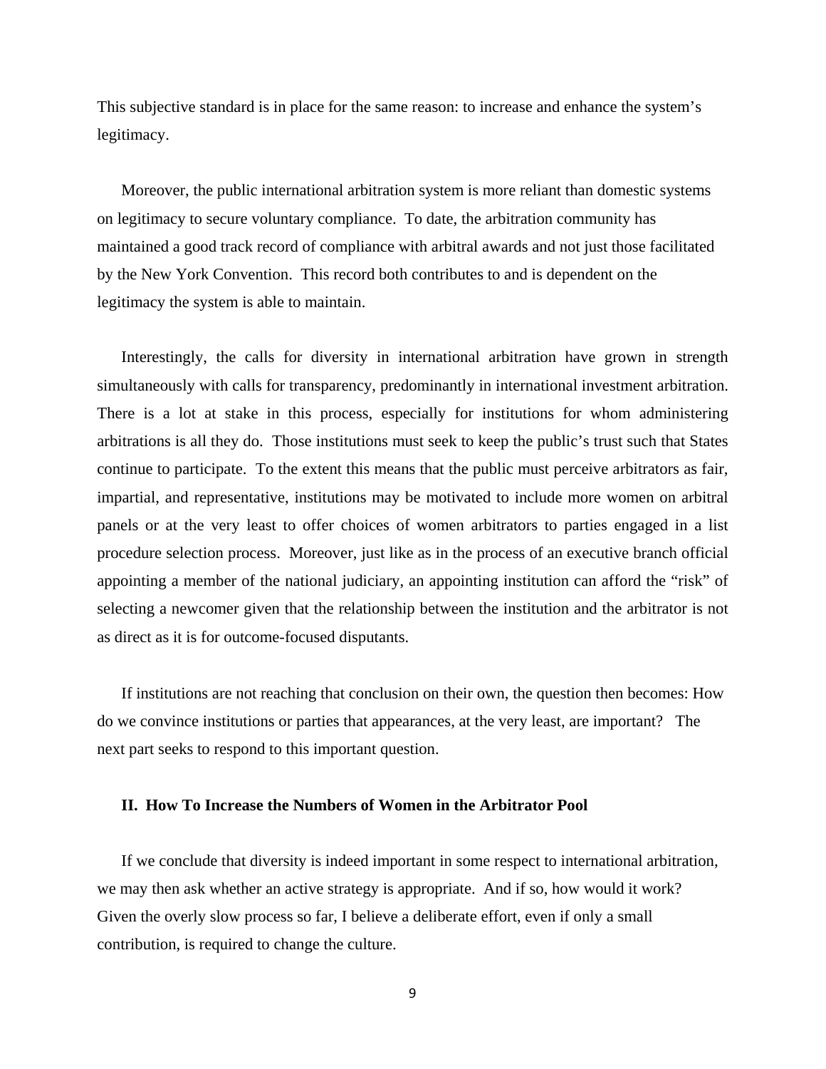This subjective standard is in place for the same reason: to increase and enhance the system's legitimacy.

Moreover, the public international arbitration system is more reliant than domestic systems on legitimacy to secure voluntary compliance. To date, the arbitration community has maintained a good track record of compliance with arbitral awards and not just those facilitated by the New York Convention. This record both contributes to and is dependent on the legitimacy the system is able to maintain.

Interestingly, the calls for diversity in international arbitration have grown in strength simultaneously with calls for transparency, predominantly in international investment arbitration. There is a lot at stake in this process, especially for institutions for whom administering arbitrations is all they do. Those institutions must seek to keep the public's trust such that States continue to participate. To the extent this means that the public must perceive arbitrators as fair, impartial, and representative, institutions may be motivated to include more women on arbitral panels or at the very least to offer choices of women arbitrators to parties engaged in a list procedure selection process. Moreover, just like as in the process of an executive branch official appointing a member of the national judiciary, an appointing institution can afford the "risk" of selecting a newcomer given that the relationship between the institution and the arbitrator is not as direct as it is for outcome-focused disputants.

If institutions are not reaching that conclusion on their own, the question then becomes: How do we convince institutions or parties that appearances, at the very least, are important? The next part seeks to respond to this important question.

## II. How To Increase the Numbers of Women in the Arbitrator Pool

If we conclude that diversity is indeed important in some respect to international arbitration, we may then ask whether an active strategy is appropriate. And if so, how would it work? Given the overly slow process so far, I believe a deliberate effort, even if only a small contribution, is required to change the culture.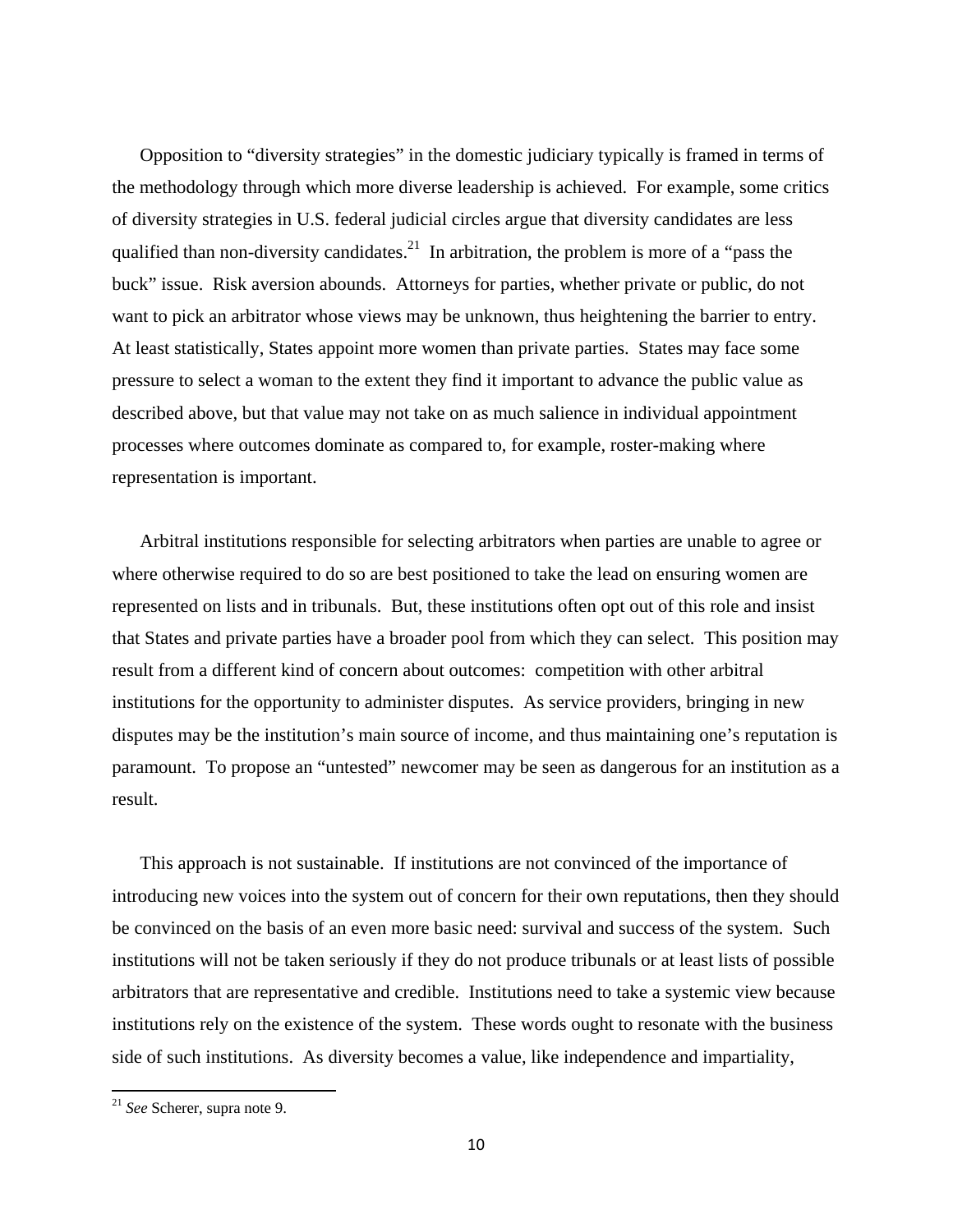Opposition to "diversity strategies" in the domestic judiciary typically is framed in terms of the methodology through which more diverse leadership is achieved. For example, some critics of diversity strategies in U.S. federal judicial circles argue that diversity candidates are less qualified than non-diversity candidates.[21] In arbitration, the problem is more of a "pass the buck" issue. Risk aversion abounds. Attorneys for parties, whether private or public, do not want to pick an arbitrator whose views may be unknown, thus heightening the barrier to entry. At least statistically, States appoint more women than private parties. States may face some pressure to select a woman to the extent they find it important to advance the public value as described above, but that value may not take on as much salience in individual appointment processes where outcomes dominate as compared to, for example, roster-making where representation is important.

Arbitral institutions responsible for selecting arbitrators when parties are unable to agree or where otherwise required to do so are best positioned to take the lead on ensuring women are represented on lists and in tribunals. But, these institutions often opt out of this role and insist that States and private parties have a broader pool from which they can select. This position may result from a different kind of concern about outcomes: competition with other arbitral institutions for the opportunity to administer disputes. As service providers, bringing in new disputes may be the institution's main source of income, and thus maintaining one's reputation is paramount. To propose an "untested" newcomer may be seen as dangerous for an institution as a result.

This approach is not sustainable. If institutions are not convinced of the importance of introducing new voices into the system out of concern for their own reputations, then they should be convinced on the basis of an even more basic need: survival and success of the system. Such institutions will not be taken seriously if they do not produce tribunals or at least lists of possible arbitrators that are representative and credible. Institutions need to take a systemic view because institutions rely on the existence of the system. These words ought to resonate with the business side of such institutions. As diversity becomes a value, like independence and impartiality,

[21] *See* Scherer, supra note 9.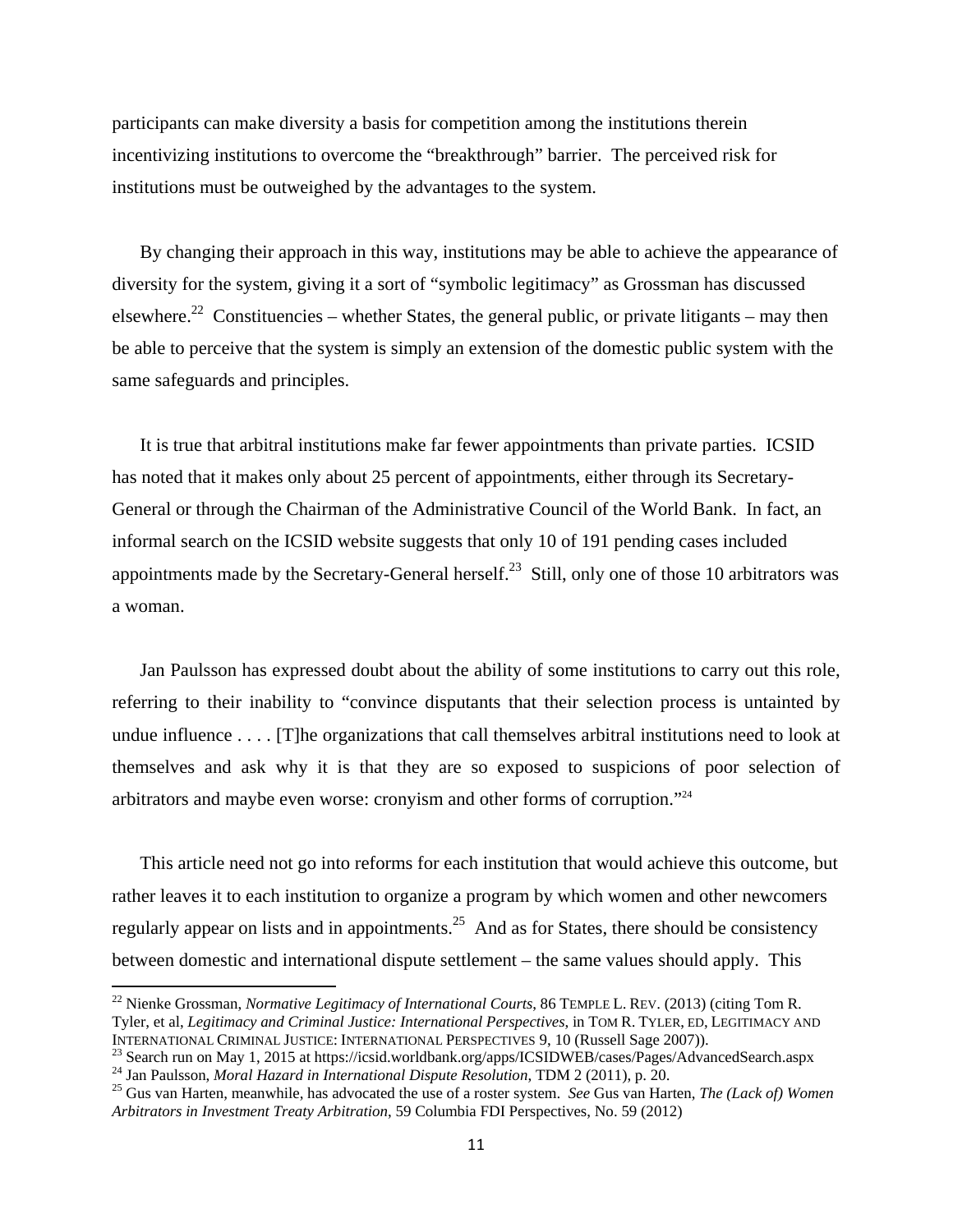participants can make diversity a basis for competition among the institutions therein incentivizing institutions to overcome the "breakthrough" barrier. The perceived risk for institutions must be outweighed by the advantages to the system.

By changing their approach in this way, institutions may be able to achieve the appearance of diversity for the system, giving it a sort of "symbolic legitimacy" as Grossman has discussed elsewhere.[22] Constituencies – whether States, the general public, or private litigants – may then be able to perceive that the system is simply an extension of the domestic public system with the same safeguards and principles.

It is true that arbitral institutions make far fewer appointments than private parties. ICSID has noted that it makes only about 25 percent of appointments, either through its Secretary-General or through the Chairman of the Administrative Council of the World Bank. In fact, an informal search on the ICSID website suggests that only 10 of 191 pending cases included appointments made by the Secretary-General herself.[23] Still, only one of those 10 arbitrators was a woman.

Jan Paulsson has expressed doubt about the ability of some institutions to carry out this role, referring to their inability to "convince disputants that their selection process is untainted by undue influence . . . . [T]he organizations that call themselves arbitral institutions need to look at themselves and ask why it is that they are so exposed to suspicions of poor selection of arbitrators and maybe even worse: cronyism and other forms of corruption."[24]

This article need not go into reforms for each institution that would achieve this outcome, but rather leaves it to each institution to organize a program by which women and other newcomers regularly appear on lists and in appointments.[25] And as for States, there should be consistency between domestic and international dispute settlement – the same values should apply. This

---

[22] Nienke Grossman, *Normative Legitimacy of International Courts*, 86 TEMPLE L. REV. (2013) (citing Tom R. Tyler, et al, *Legitimacy and Criminal Justice: International Perspectives*, in TOM R. TYLER, ED, LEGITIMACY AND INTERNATIONAL CRIMINAL JUSTICE: INTERNATIONAL PERSPECTIVES 9, 10 (Russell Sage 2007)).

[23] Search run on May 1, 2015 at https://icsid.worldbank.org/apps/ICSIDWEB/cases/Pages/AdvancedSearch.aspx

[24] Jan Paulsson, *Moral Hazard in International Dispute Resolution*, TDM 2 (2011), p. 20.

[25] Gus van Harten, meanwhile, has advocated the use of a roster system. *See* Gus van Harten, *The (Lack of) Women Arbitrators in Investment Treaty Arbitration*, 59 Columbia FDI Perspectives, No. 59 (2012)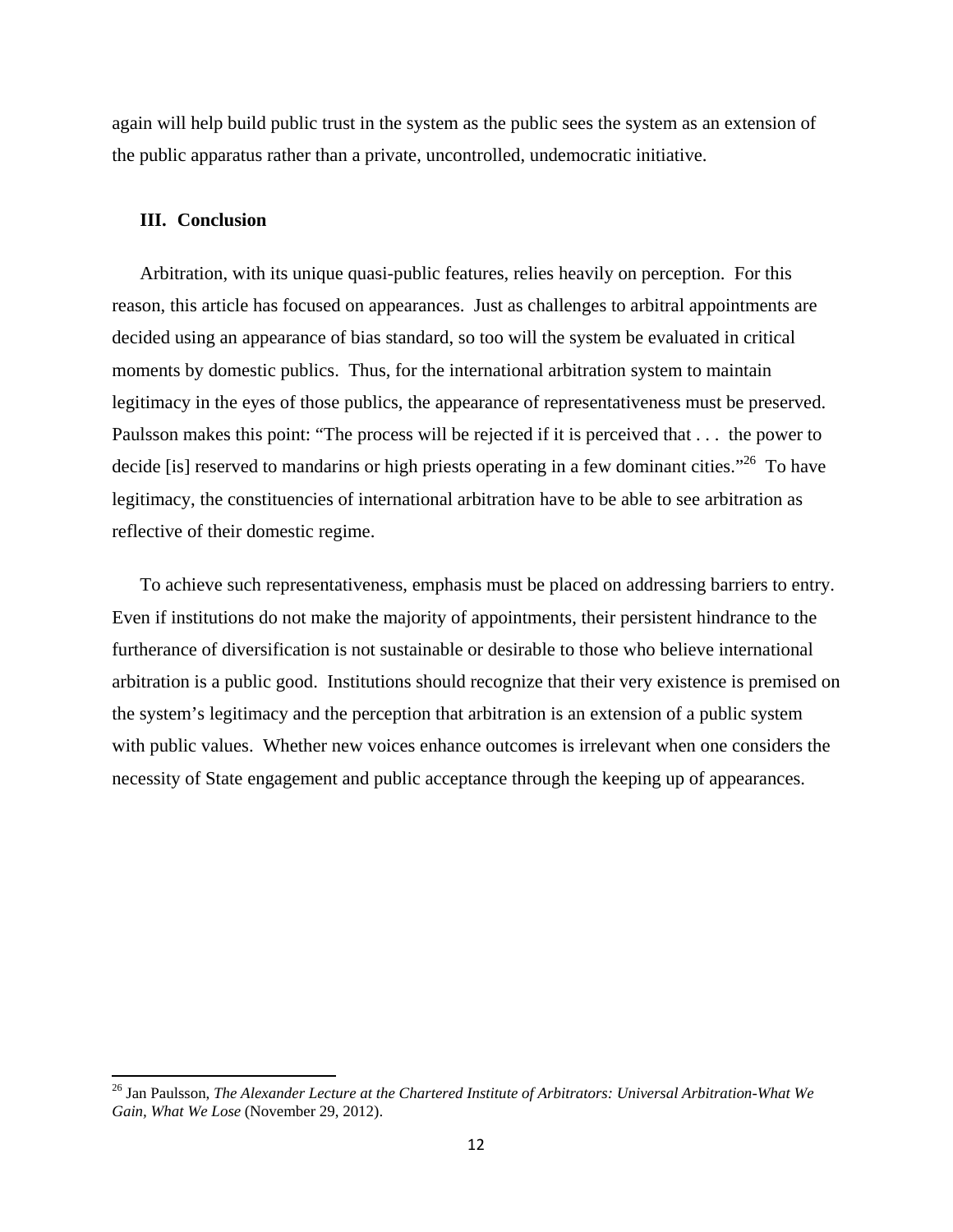again will help build public trust in the system as the public sees the system as an extension of the public apparatus rather than a private, uncontrolled, undemocratic initiative.

## III. Conclusion

Arbitration, with its unique quasi-public features, relies heavily on perception. For this reason, this article has focused on appearances. Just as challenges to arbitral appointments are decided using an appearance of bias standard, so too will the system be evaluated in critical moments by domestic publics. Thus, for the international arbitration system to maintain legitimacy in the eyes of those publics, the appearance of representativeness must be preserved. Paulsson makes this point: "The process will be rejected if it is perceived that . . . the power to decide [is] reserved to mandarins or high priests operating in a few dominant cities."[26] To have legitimacy, the constituencies of international arbitration have to be able to see arbitration as reflective of their domestic regime.

To achieve such representativeness, emphasis must be placed on addressing barriers to entry. Even if institutions do not make the majority of appointments, their persistent hindrance to the furtherance of diversification is not sustainable or desirable to those who believe international arbitration is a public good. Institutions should recognize that their very existence is premised on the system's legitimacy and the perception that arbitration is an extension of a public system with public values. Whether new voices enhance outcomes is irrelevant when one considers the necessity of State engagement and public acceptance through the keeping up of appearances.

---

[26] Jan Paulsson, *The Alexander Lecture at the Chartered Institute of Arbitrators: Universal Arbitration-What We Gain, What We Lose* (November 29, 2012).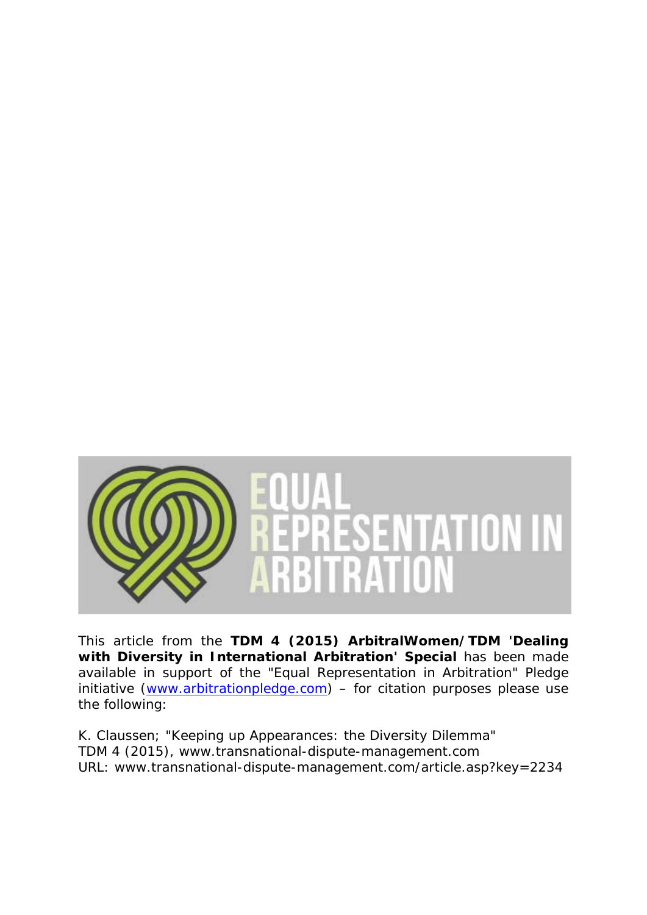This article from the **TDM 4 (2015) ArbitralWomen/TDM 'Dealing with Diversity in International Arbitration' Special** has been made available in support of the "Equal Representation in Arbitration" Pledge initiative (www.arbitrationpledge.com) – for citation purposes please use the following:

K. Claussen; "Keeping up Appearances: the Diversity Dilemma"
TDM 4 (2015), www.transnational-dispute-management.com
URL: www.transnational-dispute-management.com/article.asp?key=2234